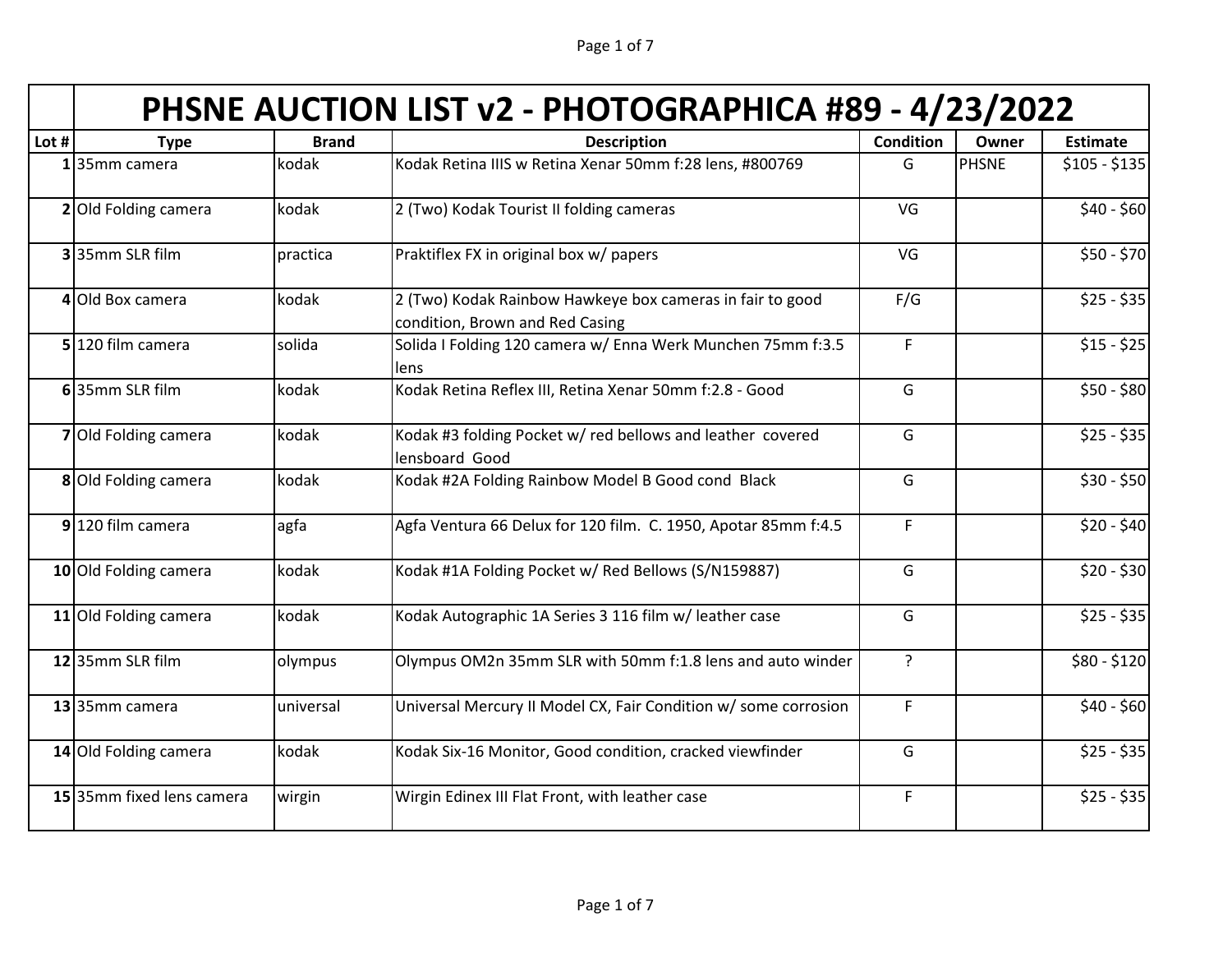# PHSNE AUCTION LIST v2 - PHOTOGRAPHICA #89 - 4/23/2022

| Lot # | Type | Brand | Description | Condition | Owner | Estimate |
|---|---|---|---|---|---|---|
| 1 | 35mm camera | kodak | Kodak Retina IIIS w Retina Xenar 50mm f:28 lens, #800769 | G | PHSNE | $105 - $135 |
| 2 | Old Folding camera | kodak | 2 (Two) Kodak Tourist II folding cameras | VG | | $40 - $60 |
| 3 | 35mm SLR film | practica | Praktiflex FX in original box w/ papers | VG | | $50 - $70 |
| 4 | Old Box camera | kodak | 2 (Two) Kodak Rainbow Hawkeye box cameras in fair to good condition, Brown and Red Casing | F/G | | $25 - $35 |
| 5 | 120 film camera | solida | Solida I Folding 120 camera w/ Enna Werk Munchen 75mm f:3.5 lens | F | | $15 - $25 |
| 6 | 35mm SLR film | kodak | Kodak Retina Reflex III, Retina Xenar 50mm f:2.8 - Good | G | | $50 - $80 |
| 7 | Old Folding camera | kodak | Kodak #3 folding Pocket w/ red bellows and leather covered lensboard Good | G | | $25 - $35 |
| 8 | Old Folding camera | kodak | Kodak #2A Folding Rainbow Model B Good cond Black | G | | $30 - $50 |
| 9 | 120 film camera | agfa | Agfa Ventura 66 Delux for 120 film. C. 1950, Apotar 85mm f:4.5 | F | | $20 - $40 |
| 10 | Old Folding camera | kodak | Kodak #1A Folding Pocket w/ Red Bellows (S/N159887) | G | | $20 - $30 |
| 11 | Old Folding camera | kodak | Kodak Autographic 1A Series 3 116 film w/ leather case | G | | $25 - $35 |
| 12 | 35mm SLR film | olympus | Olympus OM2n 35mm SLR with 50mm f:1.8 lens and auto winder | ? | | $80 - $120 |
| 13 | 35mm camera | universal | Universal Mercury II Model CX, Fair Condition w/ some corrosion | F | | $40 - $60 |
| 14 | Old Folding camera | kodak | Kodak Six-16 Monitor, Good condition, cracked viewfinder | G | | $25 - $35 |
| 15 | 35mm fixed lens camera | wirgin | Wirgin Edinex III Flat Front, with leather case | F | | $25 - $35 |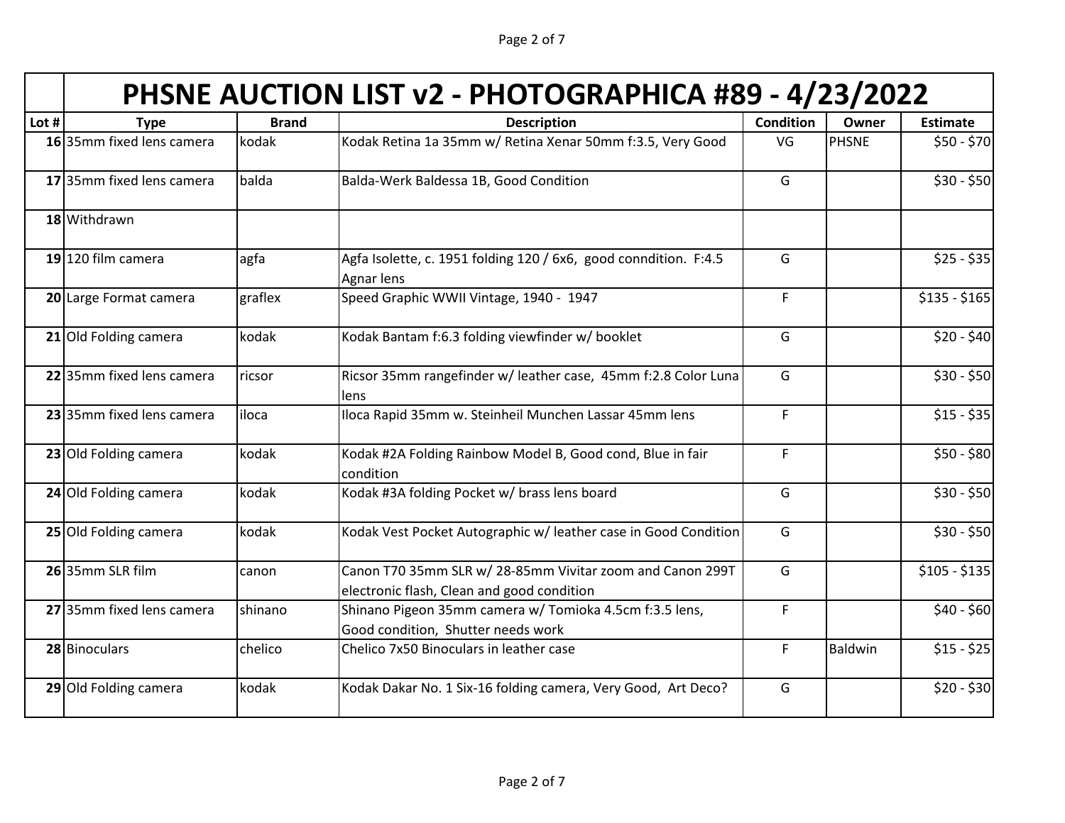# PHSNE AUCTION LIST v2 - PHOTOGRAPHICA #89 - 4/23/2022

| Lot # | Type | Brand | Description | Condition | Owner | Estimate |
|---|---|---|---|---|---|---|
| 16 | 35mm fixed lens camera | kodak | Kodak Retina 1a 35mm w/ Retina Xenar 50mm f:3.5, Very Good | VG | PHSNE | $50 - $70 |
| 17 | 35mm fixed lens camera | balda | Balda-Werk Baldessa 1B, Good Condition | G | | $30 - $50 |
| 18 | Withdrawn | | | | | |
| 19 | 120 film camera | agfa | Agfa Isolette, c. 1951 folding 120 / 6x6, good conndition. F:4.5 Agnar lens | G | | $25 - $35 |
| 20 | Large Format camera | graflex | Speed Graphic WWII Vintage, 1940 - 1947 | F | | $135 - $165 |
| 21 | Old Folding camera | kodak | Kodak Bantam f:6.3 folding viewfinder w/ booklet | G | | $20 - $40 |
| 22 | 35mm fixed lens camera | ricsor | Ricsor 35mm rangefinder w/ leather case, 45mm f:2.8 Color Luna lens | G | | $30 - $50 |
| 23 | 35mm fixed lens camera | iloca | Iloca Rapid 35mm w. Steinheil Munchen Lassar 45mm lens | F | | $15 - $35 |
| 23 | Old Folding camera | kodak | Kodak #2A Folding Rainbow Model B, Good cond, Blue in fair condition | F | | $50 - $80 |
| 24 | Old Folding camera | kodak | Kodak #3A folding Pocket w/ brass lens board | G | | $30 - $50 |
| 25 | Old Folding camera | kodak | Kodak Vest Pocket Autographic w/ leather case in Good Condition | G | | $30 - $50 |
| 26 | 35mm SLR film | canon | Canon T70 35mm SLR w/ 28-85mm Vivitar zoom and Canon 299T electronic flash, Clean and good condition | G | | $105 - $135 |
| 27 | 35mm fixed lens camera | shinano | Shinano Pigeon 35mm camera w/ Tomioka 4.5cm f:3.5 lens, Good condition, Shutter needs work | F | | $40 - $60 |
| 28 | Binoculars | chelico | Chelico 7x50 Binoculars in leather case | F | Baldwin | $15 - $25 |
| 29 | Old Folding camera | kodak | Kodak Dakar No. 1 Six-16 folding camera, Very Good, Art Deco? | G | | $20 - $30 |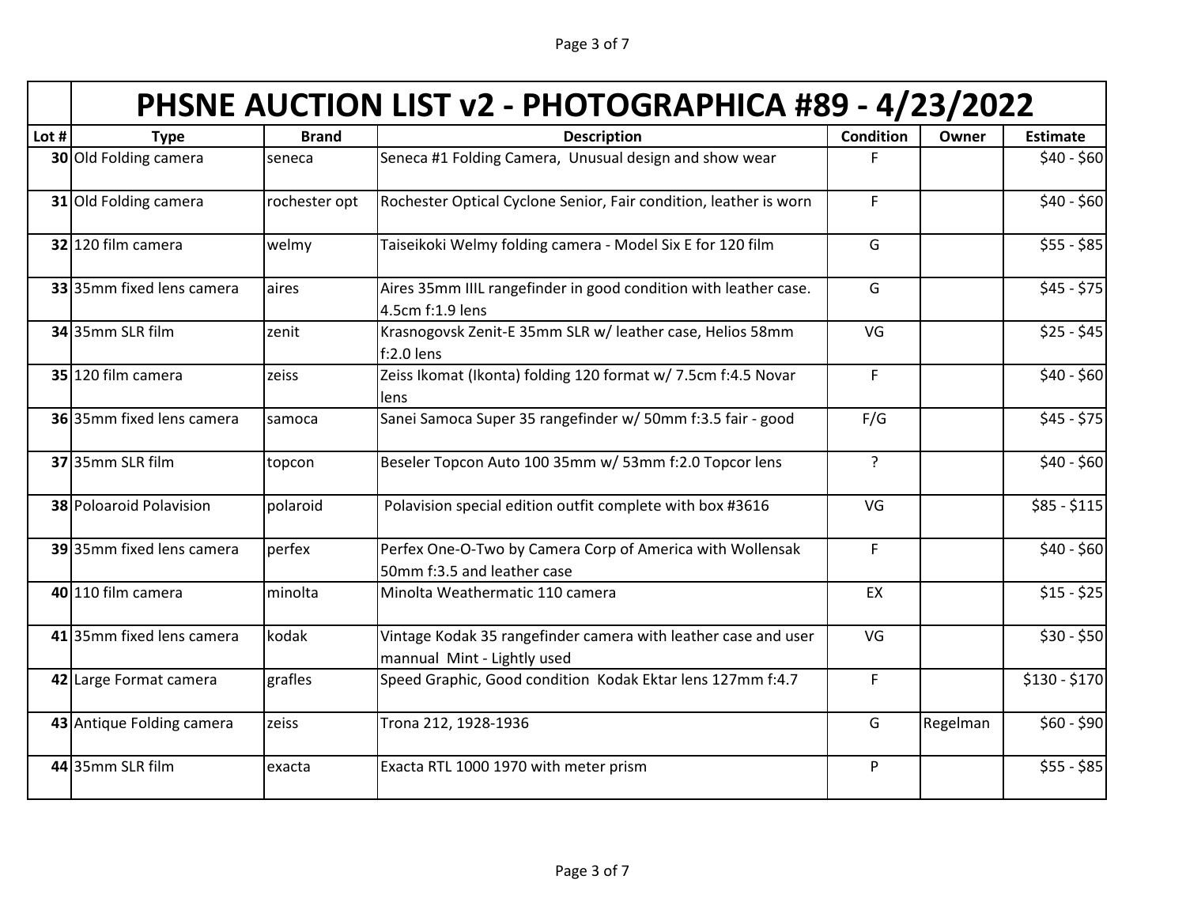# PHSNE AUCTION LIST v2 - PHOTOGRAPHICA #89 - 4/23/2022

| Lot # | Type | Brand | Description | Condition | Owner | Estimate |
|---|---|---|---|---|---|---|
| 30 | Old Folding camera | seneca | Seneca #1 Folding Camera, Unusual design and show wear | F | | $40 - $60 |
| 31 | Old Folding camera | rochester opt | Rochester Optical Cyclone Senior, Fair condition, leather is worn | F | | $40 - $60 |
| 32 | 120 film camera | welmy | Taiseikoki Welmy folding camera - Model Six E for 120 film | G | | $55 - $85 |
| 33 | 35mm fixed lens camera | aires | Aires 35mm IIIL rangefinder in good condition with leather case. 4.5cm f:1.9 lens | G | | $45 - $75 |
| 34 | 35mm SLR film | zenit | Krasnogovsk Zenit-E 35mm SLR w/ leather case, Helios 58mm f:2.0 lens | VG | | $25 - $45 |
| 35 | 120 film camera | zeiss | Zeiss Ikomat (Ikonta) folding 120 format w/ 7.5cm f:4.5 Novar lens | F | | $40 - $60 |
| 36 | 35mm fixed lens camera | samoca | Sanei Samoca Super 35 rangefinder w/ 50mm f:3.5 fair - good | F/G | | $45 - $75 |
| 37 | 35mm SLR film | topcon | Beseler Topcon Auto 100 35mm w/ 53mm f:2.0 Topcor lens | ? | | $40 - $60 |
| 38 | Poloaroid Polavision | polaroid | Polavision special edition outfit complete with box #3616 | VG | | $85 - $115 |
| 39 | 35mm fixed lens camera | perfex | Perfex One-O-Two by Camera Corp of America with Wollensak 50mm f:3.5 and leather case | F | | $40 - $60 |
| 40 | 110 film camera | minolta | Minolta Weathermatic 110 camera | EX | | $15 - $25 |
| 41 | 35mm fixed lens camera | kodak | Vintage Kodak 35 rangefinder camera with leather case and user mannual Mint - Lightly used | VG | | $30 - $50 |
| 42 | Large Format camera | grafles | Speed Graphic, Good condition Kodak Ektar lens 127mm f:4.7 | F | | $130 - $170 |
| 43 | Antique Folding camera | zeiss | Trona 212, 1928-1936 | G | Regelman | $60 - $90 |
| 44 | 35mm SLR film | exacta | Exacta RTL 1000 1970 with meter prism | P | | $55 - $85 |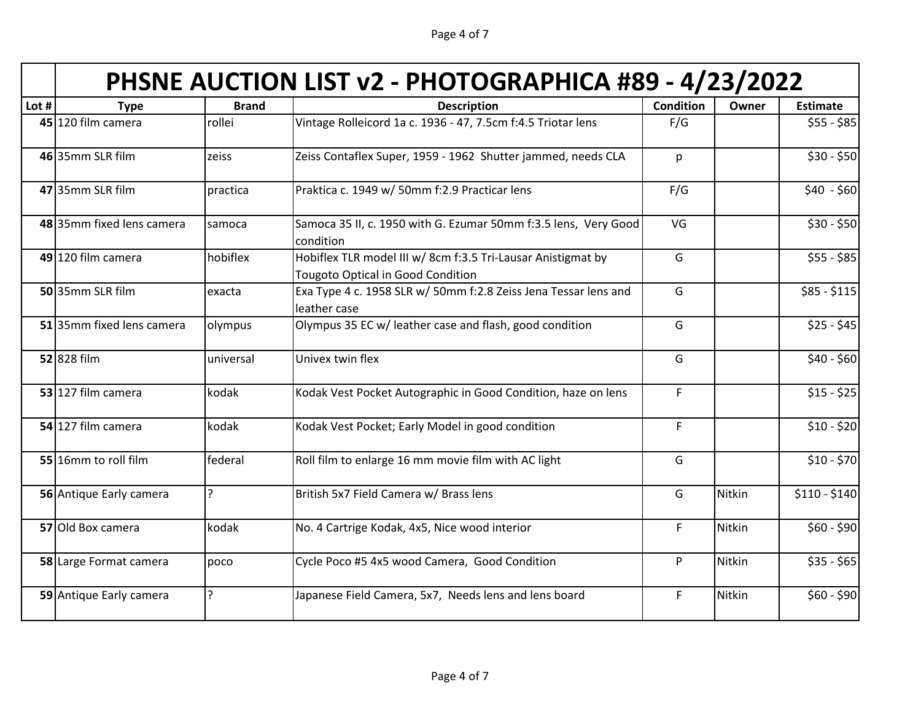| Lot # | PHSNE AUCTION LIST v2 - PHOTOGRAPHICA #89 - 4/23/2022 | | | | | |
|---|---|---|---|---|---|---|
| | Type | Brand | Description | Condition | Owner | Estimate |
| 45 | 120 film camera | rollei | Vintage Rolleicord 1a c. 1936 - 47, 7.5cm f:4.5 Triotar lens | F/G | | $55 - $85 |
| 46 | 35mm SLR film | zeiss | Zeiss Contaflex Super, 1959 - 1962 Shutter jammed, needs CLA | p | | $30 - $50 |
| 47 | 35mm SLR film | practica | Praktica c. 1949 w/ 50mm f:2.9 Practicar lens | F/G | | $40 - $60 |
| 48 | 35mm fixed lens camera | samoca | Samoca 35 II, c. 1950 with G. Ezumar 50mm f:3.5 lens, Very Good condition | VG | | $30 - $50 |
| 49 | 120 film camera | hobiflex | Hobiflex TLR model III w/ 8cm f:3.5 Tri-Lausar Anistigmat by Tougoto Optical in Good Condition | G | | $55 - $85 |
| 50 | 35mm SLR film | exacta | Exa Type 4 c. 1958 SLR w/ 50mm f:2.8 Zeiss Jena Tessar lens and leather case | G | | $85 - $115 |
| 51 | 35mm fixed lens camera | olympus | Olympus 35 EC w/ leather case and flash, good condition | G | | $25 - $45 |
| 52 | 828 film | universal | Univex twin flex | G | | $40 - $60 |
| 53 | 127 film camera | kodak | Kodak Vest Pocket Autographic in Good Condition, haze on lens | F | | $15 - $25 |
| 54 | 127 film camera | kodak | Kodak Vest Pocket; Early Model in good condition | F | | $10 - $20 |
| 55 | 16mm to roll film | federal | Roll film to enlarge 16 mm movie film with AC light | G | | $10 - $70 |
| 56 | Antique Early camera | ? | British 5x7 Field Camera w/ Brass lens | G | Nitkin | $110 - $140 |
| 57 | Old Box camera | kodak | No. 4 Cartrige Kodak, 4x5, Nice wood interior | F | Nitkin | $60 - $90 |
| 58 | Large Format camera | poco | Cycle Poco #5 4x5 wood Camera, Good Condition | P | Nitkin | $35 - $65 |
| 59 | Antique Early camera | ? | Japanese Field Camera, 5x7, Needs lens and lens board | F | Nitkin | $60 - $90 |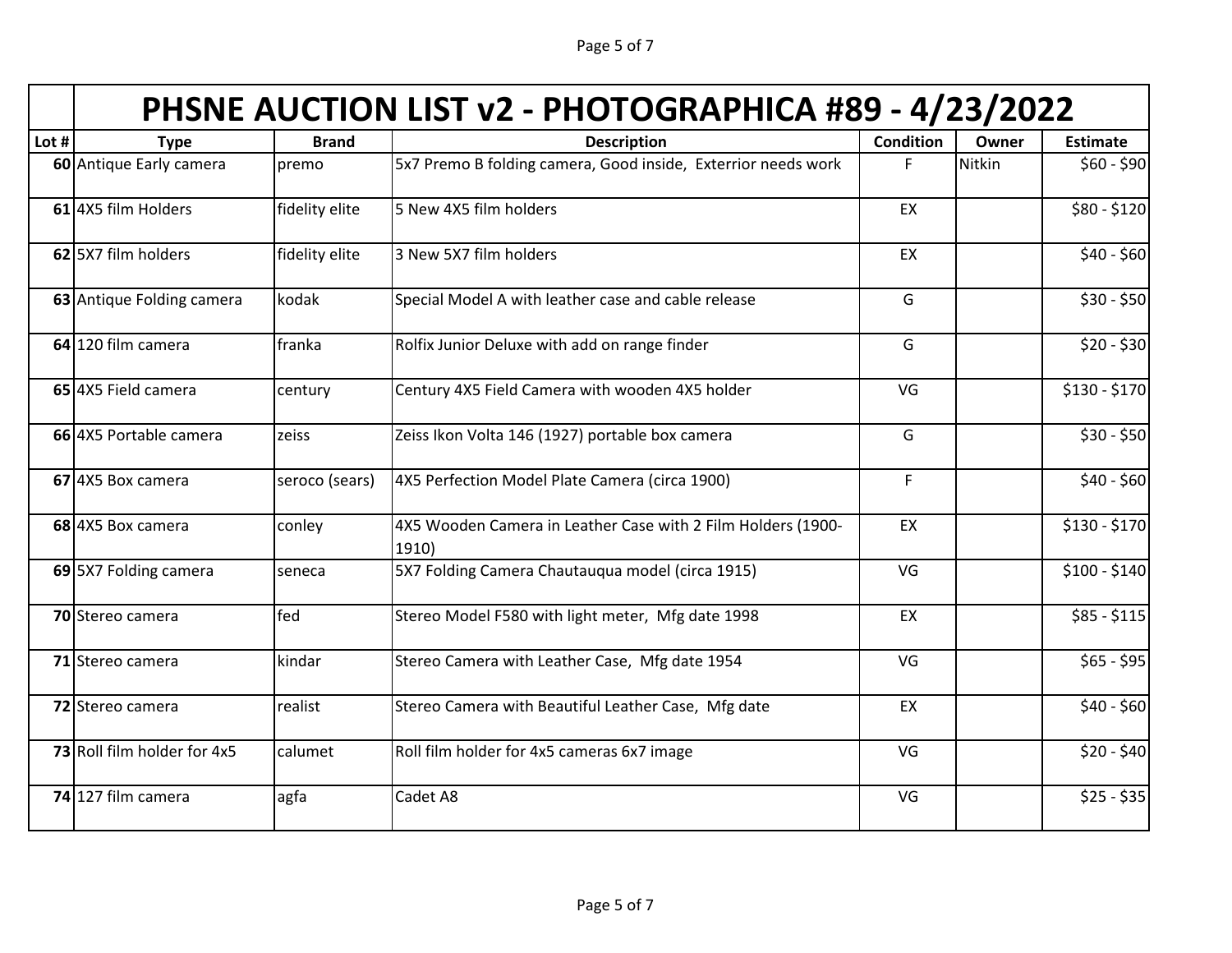# PHSNE AUCTION LIST v2 - PHOTOGRAPHICA #89 - 4/23/2022

| Lot # | Type | Brand | Description | Condition | Owner | Estimate |
|---|---|---|---|---|---|---|
| 60 | Antique Early camera | premo | 5x7 Premo B folding camera, Good inside, Exterrior needs work | F | Nitkin | $60 - $90 |
| 61 | 4X5 film Holders | fidelity elite | 5 New 4X5 film holders | EX | | $80 - $120 |
| 62 | 5X7 film holders | fidelity elite | 3 New 5X7 film holders | EX | | $40 - $60 |
| 63 | Antique Folding camera | kodak | Special Model A with leather case and cable release | G | | $30 - $50 |
| 64 | 120 film camera | franka | Rolfix Junior Deluxe with add on range finder | G | | $20 - $30 |
| 65 | 4X5 Field camera | century | Century 4X5 Field Camera with wooden 4X5 holder | VG | | $130 - $170 |
| 66 | 4X5 Portable camera | zeiss | Zeiss Ikon Volta 146 (1927) portable box camera | G | | $30 - $50 |
| 67 | 4X5 Box camera | seroco (sears) | 4X5 Perfection Model Plate Camera (circa 1900) | F | | $40 - $60 |
| 68 | 4X5 Box camera | conley | 4X5 Wooden Camera in Leather Case with 2 Film Holders (1900-1910) | EX | | $130 - $170 |
| 69 | 5X7 Folding camera | seneca | 5X7 Folding Camera Chautauqua model (circa 1915) | VG | | $100 - $140 |
| 70 | Stereo camera | fed | Stereo Model F580 with light meter, Mfg date 1998 | EX | | $85 - $115 |
| 71 | Stereo camera | kindar | Stereo Camera with Leather Case, Mfg date 1954 | VG | | $65 - $95 |
| 72 | Stereo camera | realist | Stereo Camera with Beautiful Leather Case, Mfg date | EX | | $40 - $60 |
| 73 | Roll film holder for 4x5 | calumet | Roll film holder for 4x5 cameras 6x7 image | VG | | $20 - $40 |
| 74 | 127 film camera | agfa | Cadet A8 | VG | | $25 - $35 |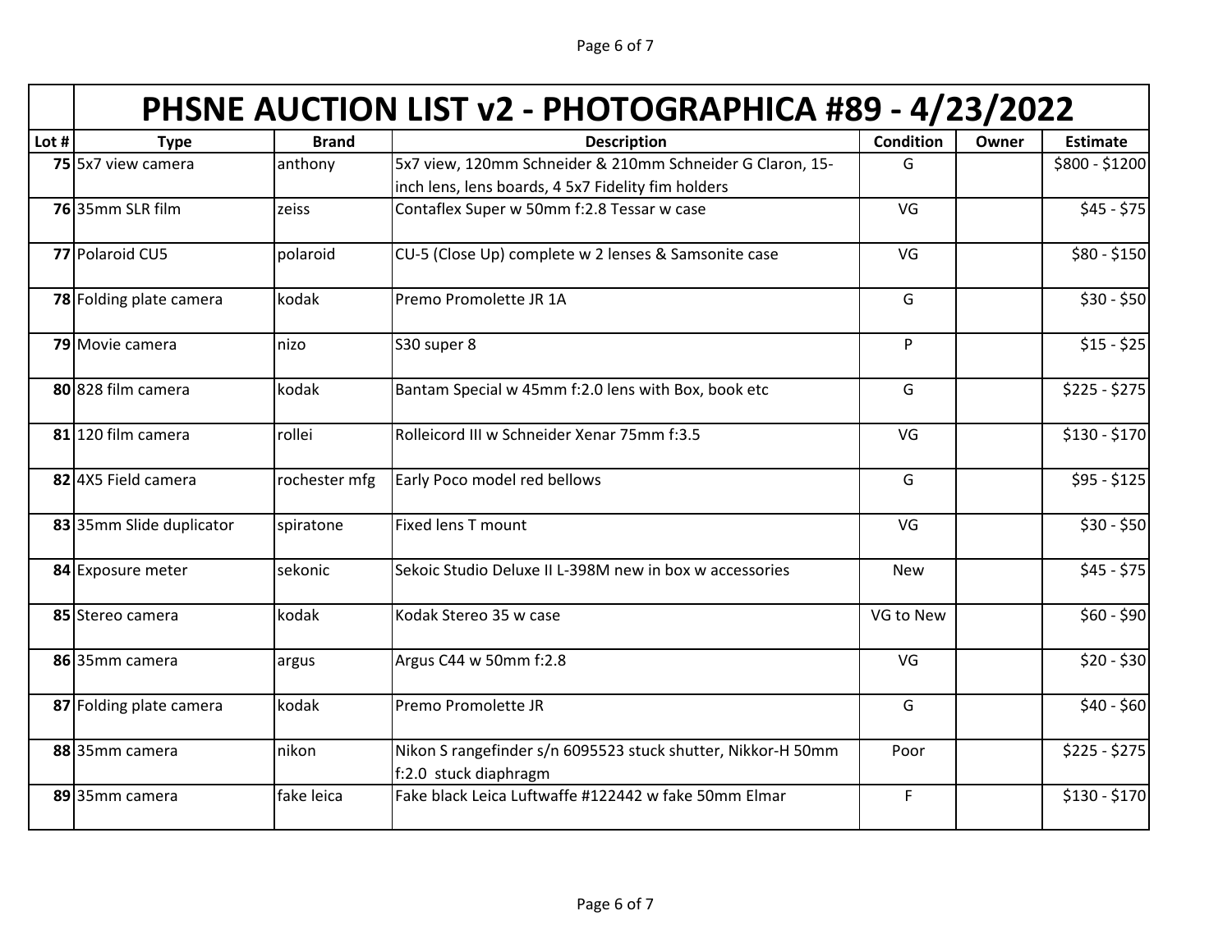# PHSNE AUCTION LIST v2 - PHOTOGRAPHICA #89 - 4/23/2022

| Lot # | Type | Brand | Description | Condition | Owner | Estimate |
|---|---|---|---|---|---|---|
| 75 | 5x7 view camera | anthony | 5x7 view, 120mm Schneider & 210mm Schneider G Claron, 15-inch lens, lens boards, 4 5x7 Fidelity fim holders | G | | $800 - $1200 |
| 76 | 35mm SLR film | zeiss | Contaflex Super w 50mm f:2.8 Tessar w case | VG | | $45 - $75 |
| 77 | Polaroid CU5 | polaroid | CU-5 (Close Up) complete w 2 lenses & Samsonite case | VG | | $80 - $150 |
| 78 | Folding plate camera | kodak | Premo Promolette JR 1A | G | | $30 - $50 |
| 79 | Movie camera | nizo | S30 super 8 | P | | $15 - $25 |
| 80 | 828 film camera | kodak | Bantam Special w 45mm f:2.0 lens with Box, book etc | G | | $225 - $275 |
| 81 | 120 film camera | rollei | Rolleicord III w Schneider Xenar 75mm f:3.5 | VG | | $130 - $170 |
| 82 | 4X5 Field camera | rochester mfg | Early Poco model red bellows | G | | $95 - $125 |
| 83 | 35mm Slide duplicator | spiratone | Fixed lens T mount | VG | | $30 - $50 |
| 84 | Exposure meter | sekonic | Sekoic Studio Deluxe II L-398M new in box w accessories | New | | $45 - $75 |
| 85 | Stereo camera | kodak | Kodak Stereo 35 w case | VG to New | | $60 - $90 |
| 86 | 35mm camera | argus | Argus C44 w 50mm f:2.8 | VG | | $20 - $30 |
| 87 | Folding plate camera | kodak | Premo Promolette JR | G | | $40 - $60 |
| 88 | 35mm camera | nikon | Nikon S rangefinder s/n 6095523 stuck shutter, Nikkor-H 50mm f:2.0 stuck diaphragm | Poor | | $225 - $275 |
| 89 | 35mm camera | fake leica | Fake black Leica Luftwaffe #122442 w fake 50mm Elmar | F | | $130 - $170 |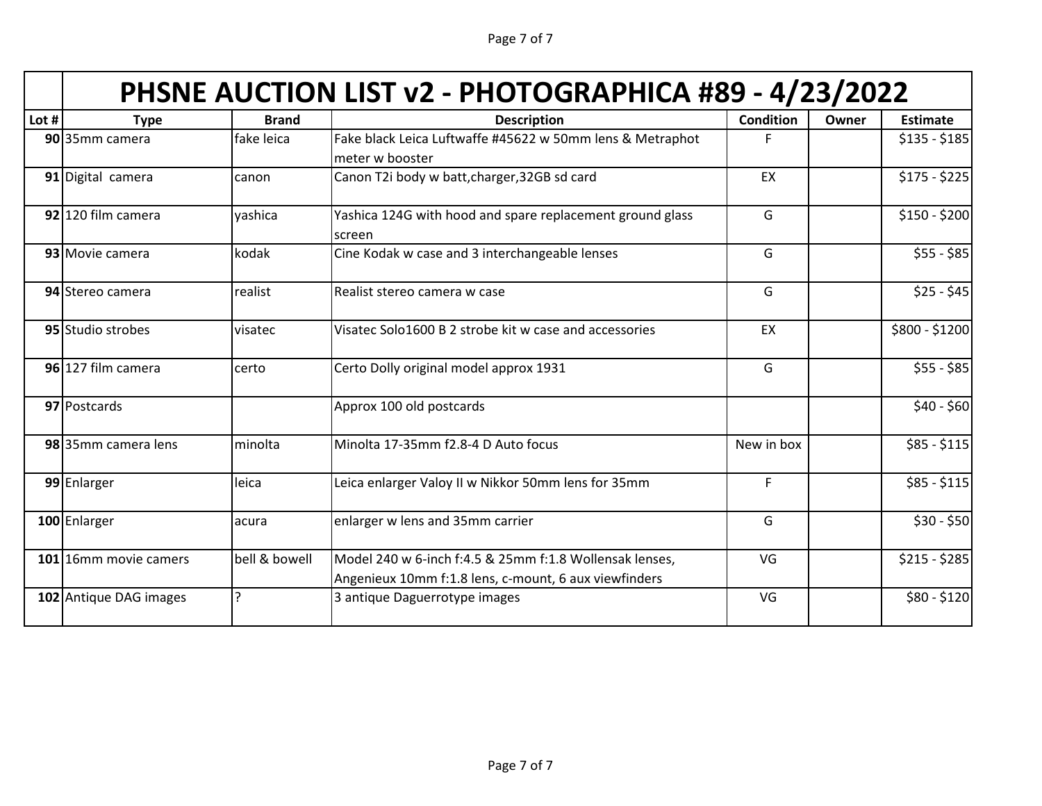# PHSNE AUCTION LIST v2 - PHOTOGRAPHICA #89 - 4/23/2022

| Lot # | Type | Brand | Description | Condition | Owner | Estimate |
|---|---|---|---|---|---|---|
| **90** | 35mm camera | fake leica | Fake black Leica Luftwaffe #45622 w 50mm lens & Metraphot meter w booster | F | | $135 - $185 |
| **91** | Digital camera | canon | Canon T2i body w batt,charger,32GB sd card | EX | | $175 - $225 |
| **92** | 120 film camera | yashica | Yashica 124G with hood and spare replacement ground glass screen | G | | $150 - $200 |
| **93** | Movie camera | kodak | Cine Kodak w case and 3 interchangeable lenses | G | | $55 - $85 |
| **94** | Stereo camera | realist | Realist stereo camera w case | G | | $25 - $45 |
| **95** | Studio strobes | visatec | Visatec Solo1600 B 2 strobe kit w case and accessories | EX | | $800 - $1200 |
| **96** | 127 film camera | certo | Certo Dolly original model approx 1931 | G | | $55 - $85 |
| **97** | Postcards | | Approx 100 old postcards | | | $40 - $60 |
| **98** | 35mm camera lens | minolta | Minolta 17-35mm f2.8-4 D Auto focus | New in box | | $85 - $115 |
| **99** | Enlarger | leica | Leica enlarger Valoy II w Nikkor 50mm lens for 35mm | F | | $85 - $115 |
| **100** | Enlarger | acura | enlarger w lens and 35mm carrier | G | | $30 - $50 |
| **101** | 16mm movie camers | bell & bowell | Model 240 w 6-inch f:4.5 & 25mm f:1.8 Wollensak lenses, Angenieux 10mm f:1.8 lens, c-mount, 6 aux viewfinders | VG | | $215 - $285 |
| **102** | Antique DAG images | ? | 3 antique Daguerrotype images | VG | | $80 - $120 |